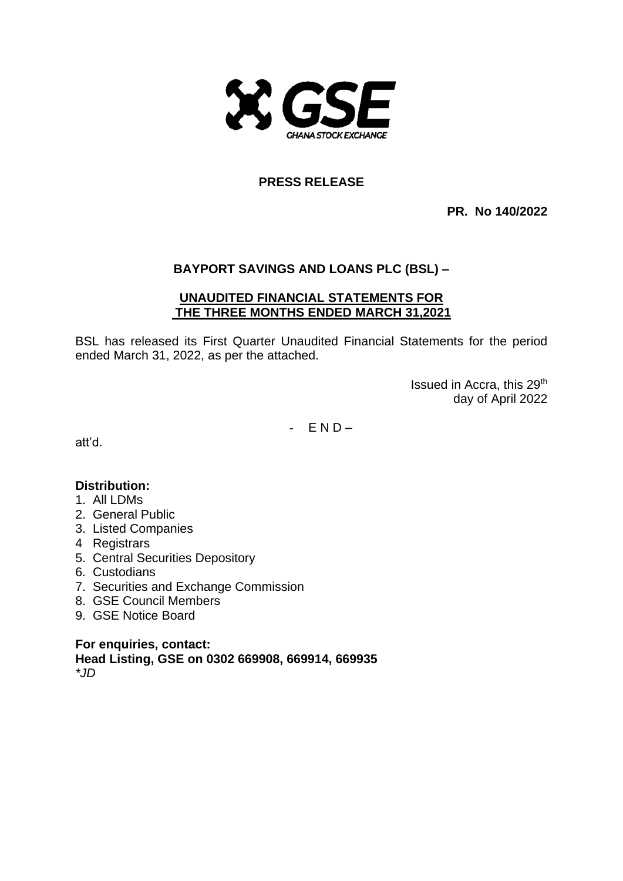GSE

GHANA STOCK EXCHANGE

# PRESS RELEASE

**PR. No 140/2022**

## BAYPORT SAVINGS AND LOANS PLC (BSL) –

**UNAUDITED FINANCIAL STATEMENTS FOR THE THREE MONTHS ENDED MARCH 31,2021**

BSL has released its First Quarter Unaudited Financial Statements for the period ended March 31, 2022, as per the attached.

Issued in Accra, this 29th day of April 2022

\- E N D –

att'd.

**Distribution:**

1. All LDMs
2. General Public
3. Listed Companies
4. Registrars
5. Central Securities Depository
6. Custodians
7. Securities and Exchange Commission
8. GSE Council Members
9. GSE Notice Board

**For enquiries, contact:**
**Head Listing, GSE on 0302 669908, 669914, 669935**
*\*JD*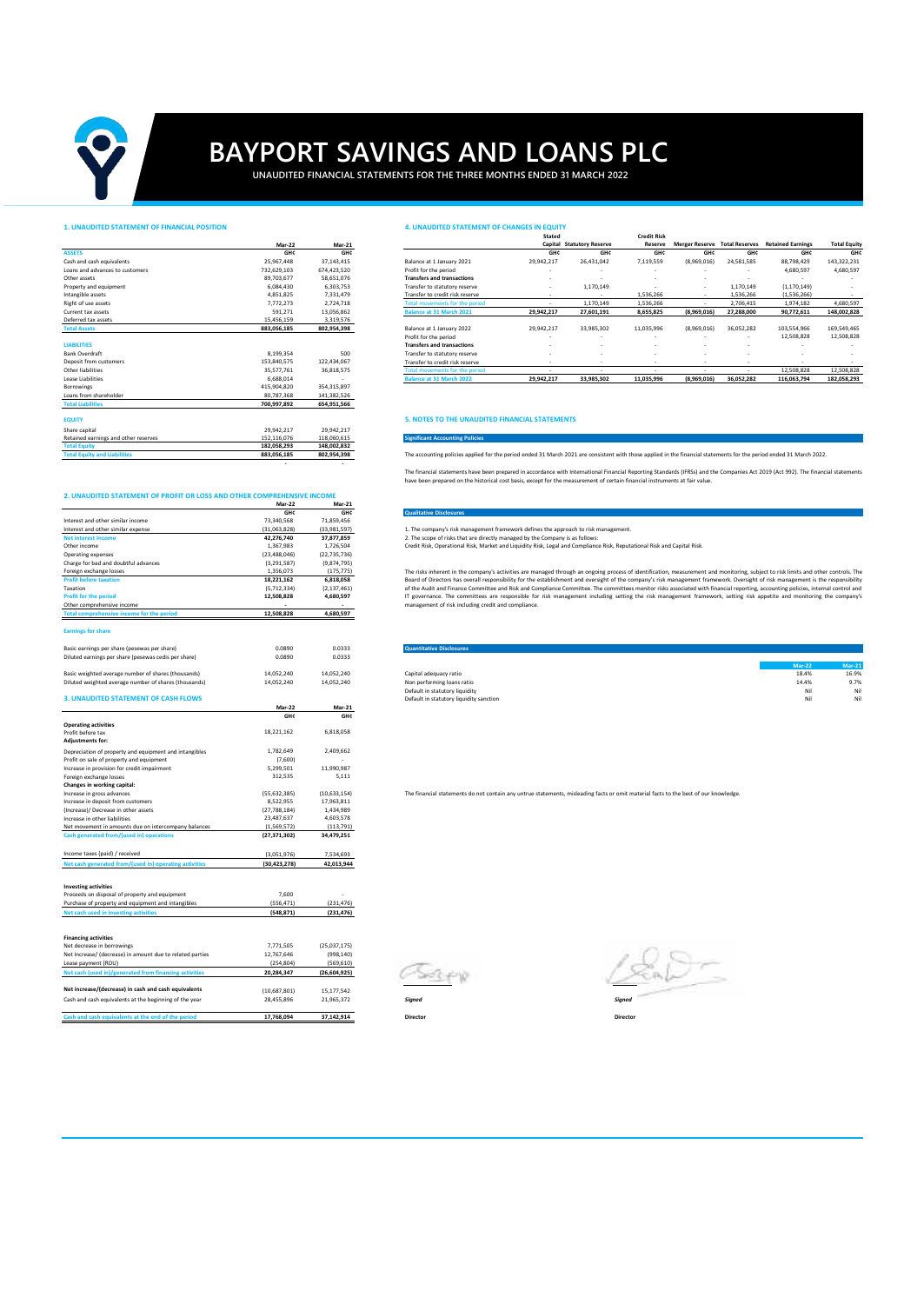# BAYPORT SAVINGS AND LOANS PLC

UNAUDITED FINANCIAL STATEMENTS FOR THE THREE MONTHS ENDED 31 MARCH 2022

## 1. UNAUDITED STATEMENT OF FINANCIAL POSITION

| | Mar-22 | Mar-21 |
|---|---|---|
| **ASSETS** | **GH¢** | **GH¢** |
| Cash and cash equivalents | 25,967,448 | 37,143,415 |
| Loans and advances to customers | 732,629,103 | 674,423,520 |
| Other assets | 89,703,677 | 58,651,076 |
| Property and equipment | 6,084,430 | 6,303,753 |
| Intangible assets | 4,851,825 | 7,331,479 |
| Right of use assets | 7,772,273 | 2,724,718 |
| Current tax assets | 591,271 | 13,056,862 |
| Deferred tax assets | 15,456,159 | 3,319,576 |
| **Total Assets** | **883,056,185** | **802,954,398** |
| **LIABILITIES** | | |
| Bank Overdraft | 8,199,354 | 500 |
| Deposit from customers | 153,840,575 | 122,434,067 |
| Other liabilities | 35,577,761 | 36,818,575 |
| Lease Liabilities | 6,688,014 | - |
| Borrowings | 415,904,820 | 354,315,897 |
| Loans from shareholder | 80,787,368 | 141,382,526 |
| **Total Liabilities** | **700,997,892** | **654,951,566** |
| **EQUITY** | | |
| Share capital | 29,942,217 | 29,942,217 |
| Retained earnings and other reserves | 152,116,076 | 118,060,615 |
| **Total Equity** | **182,058,293** | **148,002,832** |
| **Total Equity and Liabilities** | **883,056,185** | **802,954,398** |
| | - | - |

## 2. UNAUDITED STATEMENT OF PROFIT OR LOSS AND OTHER COMPREHENSIVE INCOME

| | Mar-22 | Mar-21 |
|---|---|---|
| | **GH¢** | **GH¢** |
| Interest and other similar income | 73,340,568 | 71,859,456 |
| Interest and other similar expense | (31,063,828) | (33,981,597) |
| **Net interest income** | **42,276,740** | **37,877,859** |
| Other income | 1,367,983 | 1,726,504 |
| Operating expenses | (23,488,046) | (22,735,736) |
| Charge for bad and doubtful advances | (3,291,587) | (9,874,795) |
| Foreign exchange losses | 1,356,073 | (175,775) |
| **Profit before taxation** | **18,221,162** | **6,818,058** |
| Taxation | (5,712,334) | (2,137,461) |
| **Profit for the period** | **12,508,828** | **4,680,597** |
| Other comprehensive income | - | - |
| **Total comprehensive income for the period** | **12,508,828** | **4,680,597** |

**Earnings for share**

| | | |
|---|---|---|
| Basic earnings per share (pesewas per share) | 0.0890 | 0.0333 |
| Diluted earnings per share (pesewas cedis per share) | 0.0890 | 0.0333 |
| Basic weighted average number of shares (thousands) | 14,052,240 | 14,052,240 |
| Diluted weighted average number of shares (thousands) | 14,052,240 | 14,052,240 |

## 3. UNAUDITED STATEMENT OF CASH FLOWS

| | Mar-22 | Mar-21 |
|---|---|---|
| | **GH¢** | **GH¢** |
| **Operating activities** | | |
| Profit before tax | 18,221,162 | 6,818,058 |
| **Adjustments for:** | | |
| Depreciation of property and equipment and intangibles | 1,782,649 | 2,409,662 |
| Profit on sale of property and equipment | (7,600) | - |
| Increase in provision for credit impairment | 5,299,501 | 11,990,987 |
| Foreign exchange losses | 312,535 | 5,111 |
| **Changes in working capital:** | | |
| Increase in gross advances | (55,632,385) | (10,633,154) |
| Increase in deposit from customers | 8,522,955 | 17,963,811 |
| (Increase)/ Decrease in other assets | (27,788,184) | 1,434,989 |
| Increase in other liabilities | 23,487,637 | 4,603,578 |
| Net movement in amounts due on intercompany balances | (1,569,572) | (113,791) |
| **Cash generated from/(used in) operations** | **(27,371,302)** | **34,479,251** |
| Income taxes (paid) / received | (3,051,976) | 7,534,693 |
| **Net cash generated from/(used in) operating activities** | **(30,423,278)** | **42,013,944** |
| **Investing activities** | | |
| Proceeds on disposal of property and equipment | 7,600 | - |
| Purchase of property and equipment and intangibles | (556,471) | (231,476) |
| **Net cash used in investing activities** | **(548,871)** | **(231,476)** |
| **Financing activities** | | |
| Net decrease in borrowings | 7,771,505 | (25,037,175) |
| Net Increase/ (decrease) in amount due to related parties | 12,767,646 | (998,140) |
| Lease payment (ROU) | (254,804) | (569,610) |
| **Net cash (used in)/generated from financing activities** | **20,284,347** | **(26,604,925)** |
| **Net increase/(decrease) in cash and cash equivalents** | (10,687,801) | 15,177,542 |
| Cash and cash equivalents at the beginning of the year | 28,455,896 | 21,965,372 |
| **Cash and cash equivalents at the end of the period** | **17,768,094** | **37,142,914** |

## 4. UNAUDITED STATEMENT OF CHANGES IN EQUITY

| | Stated Capital | Statutory Reserve | Credit Risk Reserve | Merger Reserve | Total Reserves | Retained Earnings | Total Equity |
|---|---|---|---|---|---|---|---|
| | GH¢ | GH¢ | GH¢ | GH¢ | GH¢ | GH¢ | GH¢ |
| Balance at 1 January 2021 | 29,942,217 | 26,431,042 | 7,119,559 | (8,969,016) | 24,581,585 | 88,798,429 | 143,322,231 |
| Profit for the period | - | - | - | - | - | 4,680,597 | 4,680,597 |
| **Transfers and transactions** | | | | | | | |
| Transfer to statutory reserve | - | 1,170,149 | - | - | 1,170,149 | (1,170,149) | - |
| Transfer to credit risk reserve | - | - | 1,536,266 | - | 1,536,266 | (1,536,266) | - |
| Total movements for the period | - | 1,170,149 | 1,536,266 | - | 2,706,415 | 1,974,182 | 4,680,597 |
| **Balance at 31 March 2021** | **29,942,217** | **27,601,191** | **8,655,825** | **(8,969,016)** | **27,288,000** | **90,772,611** | **148,002,828** |
| Balance at 1 January 2022 | 29,942,217 | 33,985,302 | 11,035,996 | (8,969,016) | 36,052,282 | 103,554,966 | 169,549,465 |
| Profit for the period | - | - | - | - | - | 12,508,828 | 12,508,828 |
| **Transfers and transactions** | | | | | | | |
| Transfer to statutory reserve | - | - | - | - | - | - | - |
| Transfer to credit risk reserve | - | - | - | - | - | - | - |
| Total movements for the period | - | - | - | - | - | 12,508,828 | 12,508,828 |
| **Balance at 31 March 2022** | **29,942,217** | **33,985,302** | **11,035,996** | **(8,969,016)** | **36,052,282** | **116,063,794** | **182,058,293** |

## 5. NOTES TO THE UNAUDITED FINANCIAL STATEMENTS

### Significant Accounting Policies

The accounting policies applied for the period ended 31 March 2021 are consistent with those applied in the financial statements for the period ended 31 March 2022.

The financial statements have been prepared in accordance with International Financial Reporting Standards (IFRSs) and the Companies Act 2019 (Act 992). The financial statements have been prepared on the historical cost basis, except for the measurement of certain financial instruments at fair value.

### Qualitative Disclosures

1. The company's risk management framework defines the approach to risk management.
2. The scope of risks that are directly managed by the Company is as follows:

Credit Risk, Operational Risk, Market and Liquidity Risk, Legal and Compliance Risk, Reputational Risk and Capital Risk.

The risks inherent in the company's activities are managed through an ongoing process of identification, measurement and monitoring, subject to risk limits and other controls. The Board of Directors has overall responsibility for the establishment and oversight of the company's risk management framework. Oversight of risk management is the responsibility of the Audit and Finance Committee and Risk and Compliance Committee. The committees monitor risks associated with financial reporting, accounting policies, internal control and IT governance. The committees are responsible for risk management including setting the risk management framework, setting risk appetite and monitoring the company's management of risk including credit and compliance.

### Quantitative Disclosures

| | Mar-22 | Mar-21 |
|---|---|---|
| Capital adequacy ratio | 18.4% | 16.9% |
| Non performing loans ratio | 14.4% | 9.7% |
| Default in statutory liquidity | Nil | Nil |
| Default in statutory liquidity sanction | Nil | Nil |

The financial statements do not contain any untrue statements, misleading facts or omit material facts to the best of our knowledge.

*Signed* — Director

*Signed* — Director